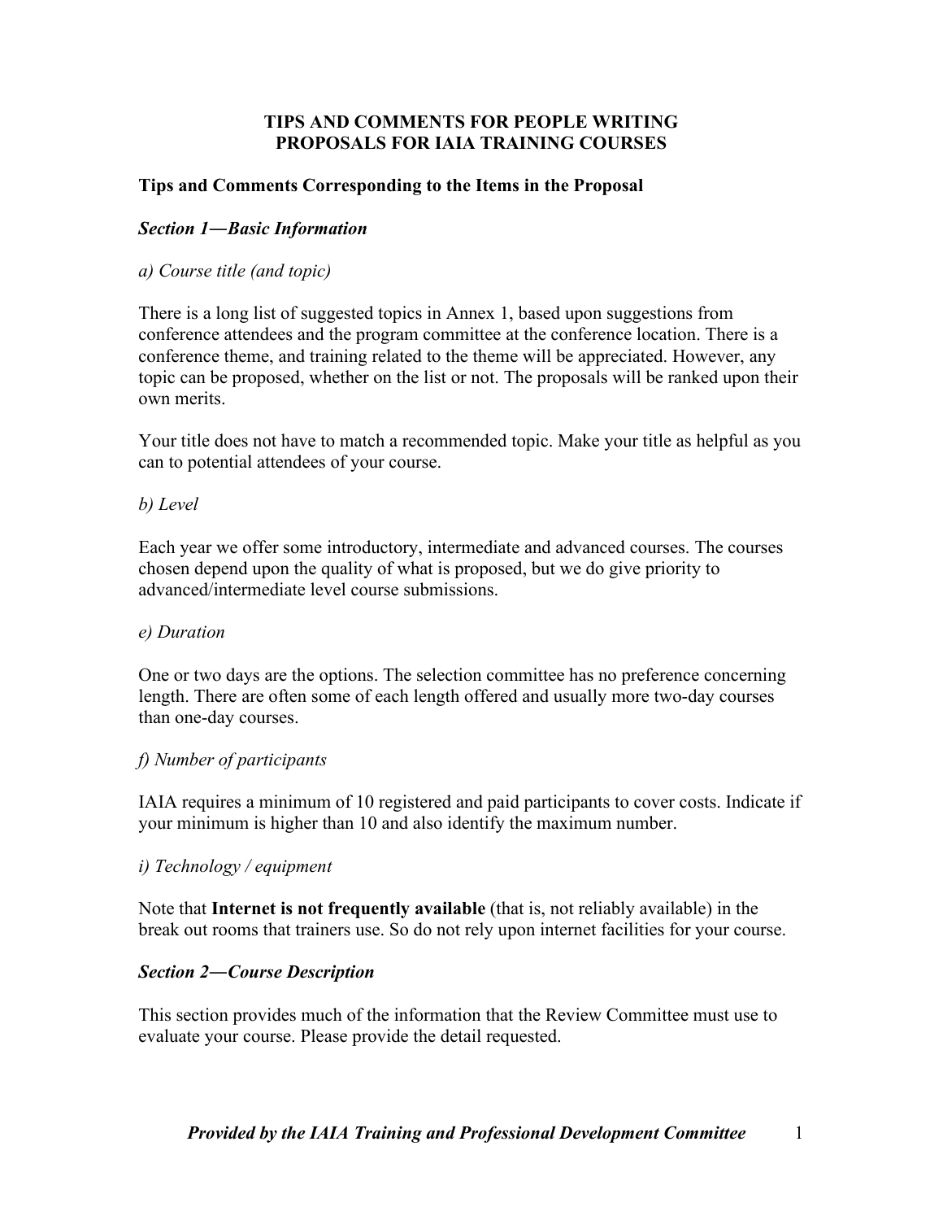# TIPS AND COMMENTS FOR PEOPLE WRITING PROPOSALS FOR IAIA TRAINING COURSES

## Tips and Comments Corresponding to the Items in the Proposal

### *Section 1—Basic Information*

*a) Course title (and topic)*

There is a long list of suggested topics in Annex 1, based upon suggestions from conference attendees and the program committee at the conference location. There is a conference theme, and training related to the theme will be appreciated. However, any topic can be proposed, whether on the list or not. The proposals will be ranked upon their own merits.

Your title does not have to match a recommended topic. Make your title as helpful as you can to potential attendees of your course.

*b) Level*

Each year we offer some introductory, intermediate and advanced courses. The courses chosen depend upon the quality of what is proposed, but we do give priority to advanced/intermediate level course submissions.

*e) Duration*

One or two days are the options. The selection committee has no preference concerning length. There are often some of each length offered and usually more two-day courses than one-day courses.

*f) Number of participants*

IAIA requires a minimum of 10 registered and paid participants to cover costs. Indicate if your minimum is higher than 10 and also identify the maximum number.

*i) Technology / equipment*

Note that **Internet is not frequently available** (that is, not reliably available) in the break out rooms that trainers use. So do not rely upon internet facilities for your course.

### *Section 2—Course Description*

This section provides much of the information that the Review Committee must use to evaluate your course. Please provide the detail requested.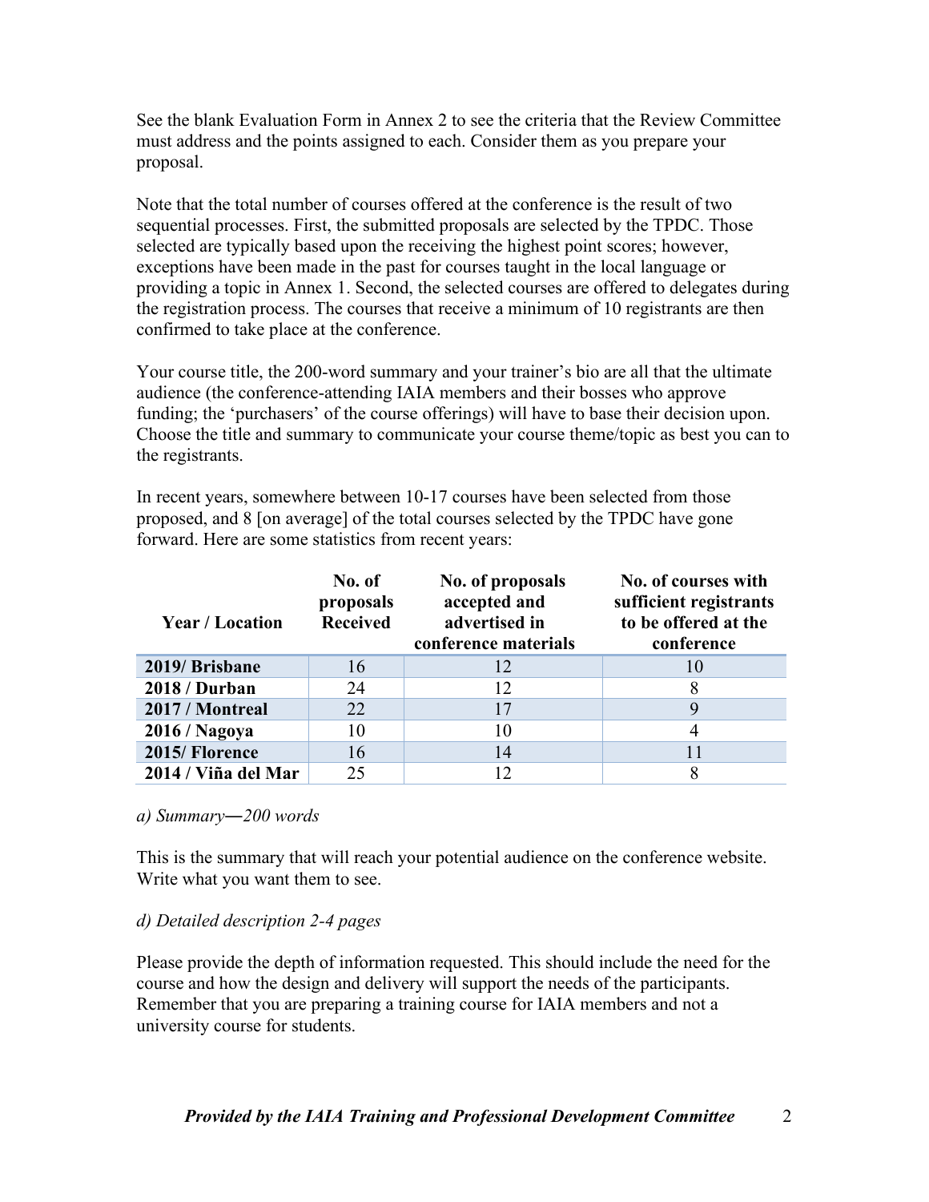See the blank Evaluation Form in Annex 2 to see the criteria that the Review Committee must address and the points assigned to each. Consider them as you prepare your proposal.

Note that the total number of courses offered at the conference is the result of two sequential processes. First, the submitted proposals are selected by the TPDC. Those selected are typically based upon the receiving the highest point scores; however, exceptions have been made in the past for courses taught in the local language or providing a topic in Annex 1. Second, the selected courses are offered to delegates during the registration process. The courses that receive a minimum of 10 registrants are then confirmed to take place at the conference.

Your course title, the 200-word summary and your trainer's bio are all that the ultimate audience (the conference-attending IAIA members and their bosses who approve funding; the 'purchasers' of the course offerings) will have to base their decision upon. Choose the title and summary to communicate your course theme/topic as best you can to the registrants.

In recent years, somewhere between 10-17 courses have been selected from those proposed, and 8 [on average] of the total courses selected by the TPDC have gone forward. Here are some statistics from recent years:

| Year / Location | No. of proposals Received | No. of proposals accepted and advertised in conference materials | No. of courses with sufficient registrants to be offered at the conference |
|---|---|---|---|
| **2019/ Brisbane** | 16 | 12 | 10 |
| **2018 / Durban** | 24 | 12 | 8 |
| **2017 / Montreal** | 22 | 17 | 9 |
| **2016 / Nagoya** | 10 | 10 | 4 |
| **2015/ Florence** | 16 | 14 | 11 |
| **2014 / Viña del Mar** | 25 | 12 | 8 |

*a) Summary—200 words*

This is the summary that will reach your potential audience on the conference website. Write what you want them to see.

*d) Detailed description 2-4 pages*

Please provide the depth of information requested. This should include the need for the course and how the design and delivery will support the needs of the participants. Remember that you are preparing a training course for IAIA members and not a university course for students.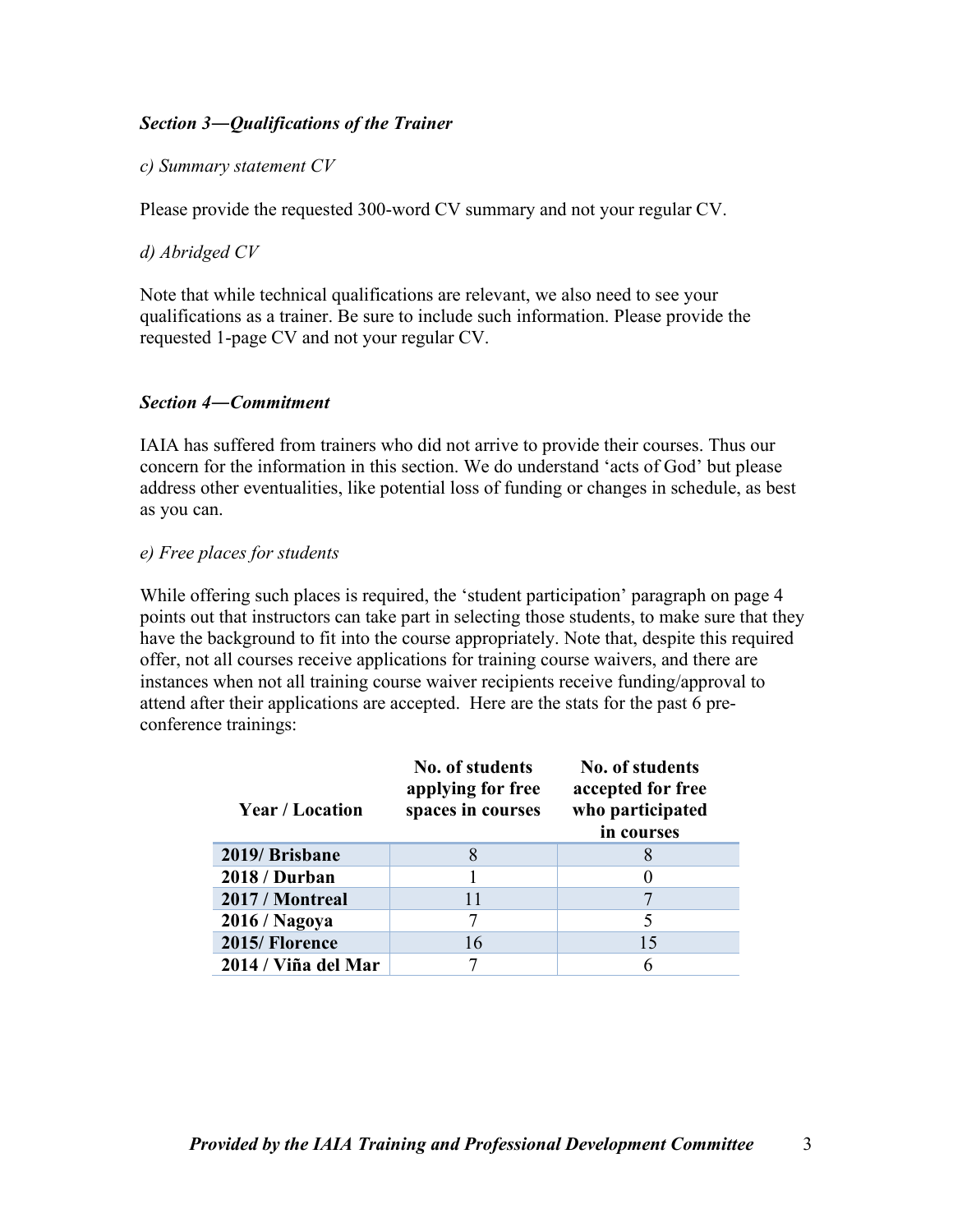***Section 3—Qualifications of the Trainer***

*c) Summary statement CV*

Please provide the requested 300-word CV summary and not your regular CV.

*d) Abridged CV*

Note that while technical qualifications are relevant, we also need to see your qualifications as a trainer. Be sure to include such information. Please provide the requested 1-page CV and not your regular CV.

***Section 4—Commitment***

IAIA has suffered from trainers who did not arrive to provide their courses. Thus our concern for the information in this section. We do understand 'acts of God' but please address other eventualities, like potential loss of funding or changes in schedule, as best as you can.

*e) Free places for students*

While offering such places is required, the 'student participation' paragraph on page 4 points out that instructors can take part in selecting those students, to make sure that they have the background to fit into the course appropriately. Note that, despite this required offer, not all courses receive applications for training course waivers, and there are instances when not all training course waiver recipients receive funding/approval to attend after their applications are accepted. Here are the stats for the past 6 pre-conference trainings:

| Year / Location | No. of students applying for free spaces in courses | No. of students accepted for free who participated in courses |
|---|---|---|
| **2019/ Brisbane** | 8 | 8 |
| **2018 / Durban** | 1 | 0 |
| **2017 / Montreal** | 11 | 7 |
| **2016 / Nagoya** | 7 | 5 |
| **2015/ Florence** | 16 | 15 |
| **2014 / Viña del Mar** | 7 | 6 |